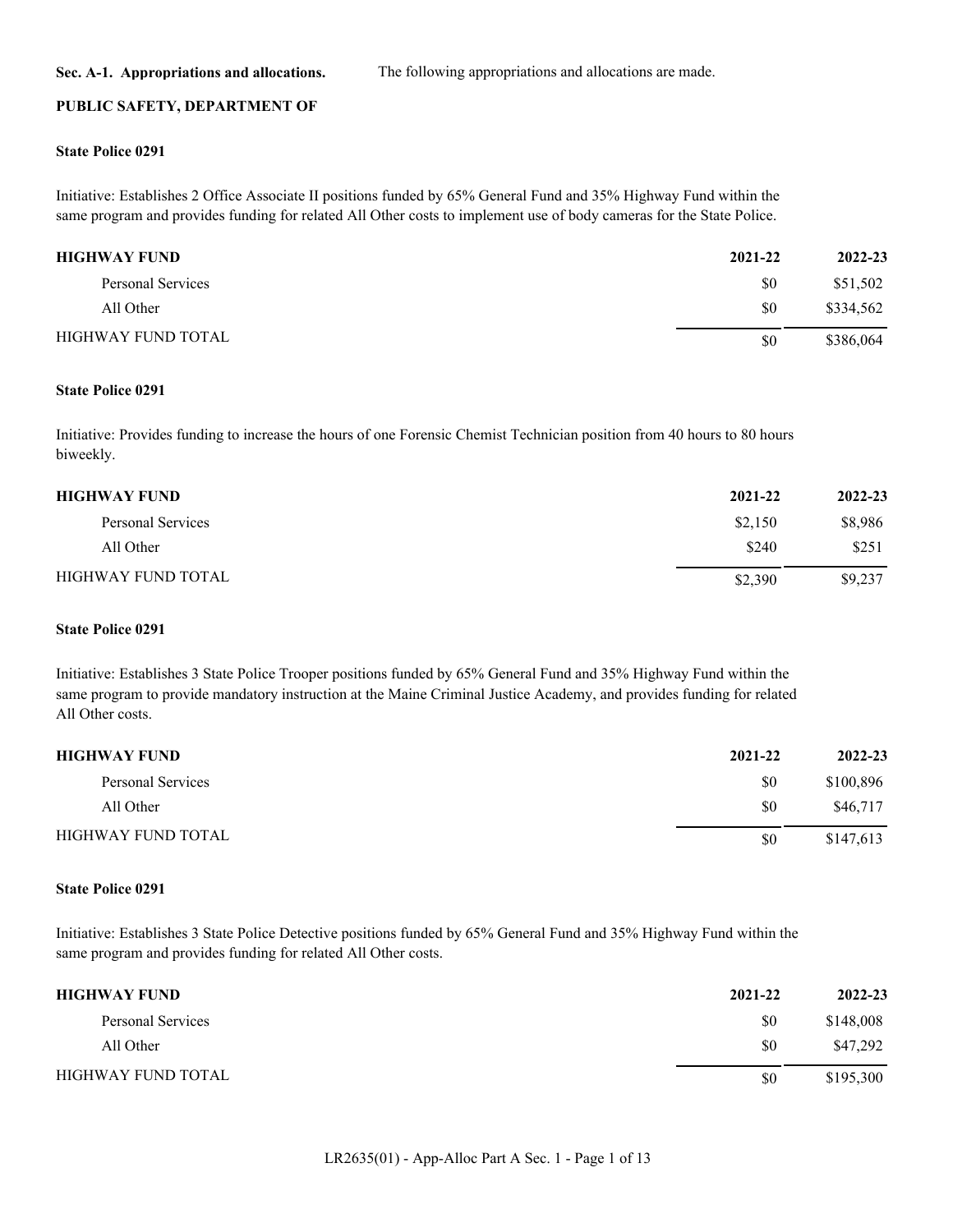**Sec. A-1. Appropriations and allocations.** The following appropriations and allocations are made.

**PUBLIC SAFETY, DEPARTMENT OF**

**State Police 0291**

Initiative: Establishes 2 Office Associate II positions funded by 65% General Fund and 35% Highway Fund within the same program and provides funding for related All Other costs to implement use of body cameras for the State Police.

| HIGHWAY FUND | 2021-22 | 2022-23 |
|---|---|---|
| Personal Services | $0 | $51,502 |
| All Other | $0 | $334,562 |
| HIGHWAY FUND TOTAL | $0 | $386,064 |

**State Police 0291**

Initiative: Provides funding to increase the hours of one Forensic Chemist Technician position from 40 hours to 80 hours biweekly.

| HIGHWAY FUND | 2021-22 | 2022-23 |
|---|---|---|
| Personal Services | $2,150 | $8,986 |
| All Other | $240 | $251 |
| HIGHWAY FUND TOTAL | $2,390 | $9,237 |

**State Police 0291**

Initiative: Establishes 3 State Police Trooper positions funded by 65% General Fund and 35% Highway Fund within the same program to provide mandatory instruction at the Maine Criminal Justice Academy, and provides funding for related All Other costs.

| HIGHWAY FUND | 2021-22 | 2022-23 |
|---|---|---|
| Personal Services | $0 | $100,896 |
| All Other | $0 | $46,717 |
| HIGHWAY FUND TOTAL | $0 | $147,613 |

**State Police 0291**

Initiative: Establishes 3 State Police Detective positions funded by 65% General Fund and 35% Highway Fund within the same program and provides funding for related All Other costs.

| HIGHWAY FUND | 2021-22 | 2022-23 |
|---|---|---|
| Personal Services | $0 | $148,008 |
| All Other | $0 | $47,292 |
| HIGHWAY FUND TOTAL | $0 | $195,300 |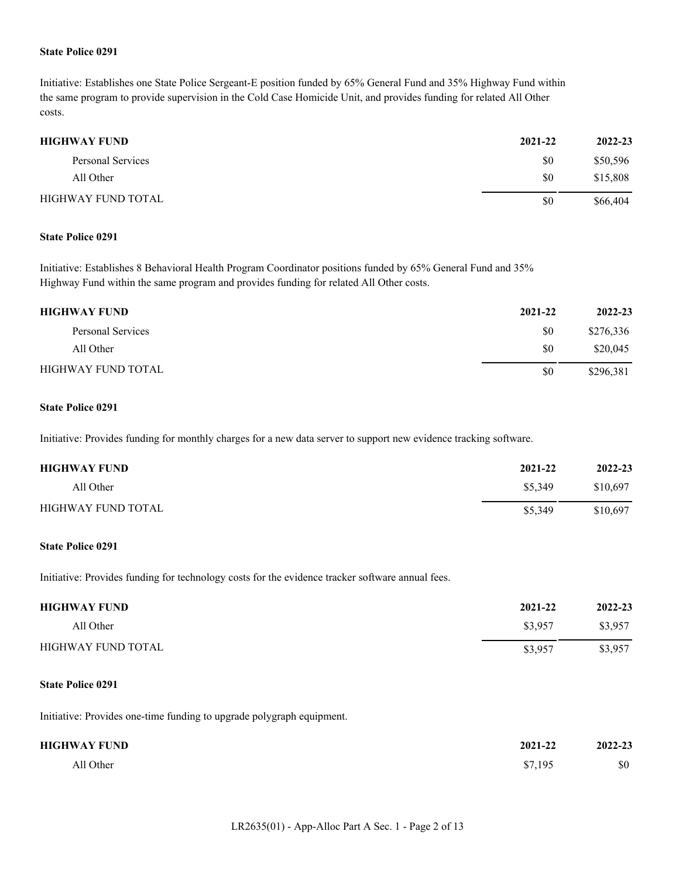**State Police 0291**

Initiative: Establishes one State Police Sergeant-E position funded by 65% General Fund and 35% Highway Fund within the same program to provide supervision in the Cold Case Homicide Unit, and provides funding for related All Other costs.

| HIGHWAY FUND | 2021-22 | 2022-23 |
|---|---|---|
| Personal Services | $0 | $50,596 |
| All Other | $0 | $15,808 |
| HIGHWAY FUND TOTAL | $0 | $66,404 |

**State Police 0291**

Initiative: Establishes 8 Behavioral Health Program Coordinator positions funded by 65% General Fund and 35% Highway Fund within the same program and provides funding for related All Other costs.

| HIGHWAY FUND | 2021-22 | 2022-23 |
|---|---|---|
| Personal Services | $0 | $276,336 |
| All Other | $0 | $20,045 |
| HIGHWAY FUND TOTAL | $0 | $296,381 |

**State Police 0291**

Initiative: Provides funding for monthly charges for a new data server to support new evidence tracking software.

| HIGHWAY FUND | 2021-22 | 2022-23 |
|---|---|---|
| All Other | $5,349 | $10,697 |
| HIGHWAY FUND TOTAL | $5,349 | $10,697 |

**State Police 0291**

Initiative: Provides funding for technology costs for the evidence tracker software annual fees.

| HIGHWAY FUND | 2021-22 | 2022-23 |
|---|---|---|
| All Other | $3,957 | $3,957 |
| HIGHWAY FUND TOTAL | $3,957 | $3,957 |

**State Police 0291**

Initiative: Provides one-time funding to upgrade polygraph equipment.

| HIGHWAY FUND | 2021-22 | 2022-23 |
|---|---|---|
| All Other | $7,195 | $0 |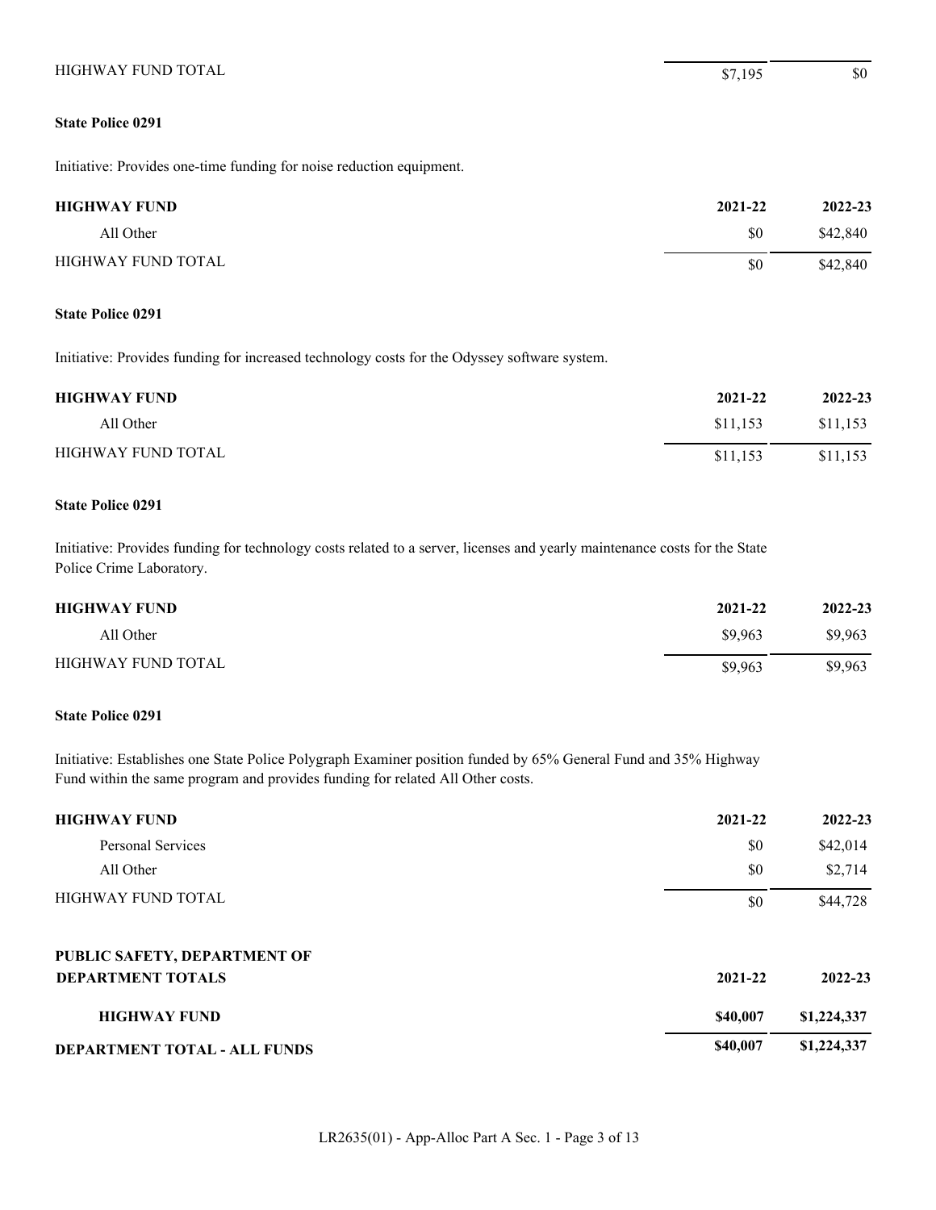| | | |
|---|---|---|
| HIGHWAY FUND TOTAL | $7,195 | $0 |

**State Police 0291**

Initiative: Provides one-time funding for noise reduction equipment.

| HIGHWAY FUND | 2021-22 | 2022-23 |
|---|---|---|
| All Other | $0 | $42,840 |
| HIGHWAY FUND TOTAL | $0 | $42,840 |

**State Police 0291**

Initiative: Provides funding for increased technology costs for the Odyssey software system.

| HIGHWAY FUND | 2021-22 | 2022-23 |
|---|---|---|
| All Other | $11,153 | $11,153 |
| HIGHWAY FUND TOTAL | $11,153 | $11,153 |

**State Police 0291**

Initiative: Provides funding for technology costs related to a server, licenses and yearly maintenance costs for the State Police Crime Laboratory.

| HIGHWAY FUND | 2021-22 | 2022-23 |
|---|---|---|
| All Other | $9,963 | $9,963 |
| HIGHWAY FUND TOTAL | $9,963 | $9,963 |

**State Police 0291**

Initiative: Establishes one State Police Polygraph Examiner position funded by 65% General Fund and 35% Highway Fund within the same program and provides funding for related All Other costs.

| HIGHWAY FUND | 2021-22 | 2022-23 |
|---|---|---|
| Personal Services | $0 | $42,014 |
| All Other | $0 | $2,714 |
| HIGHWAY FUND TOTAL | $0 | $44,728 |

**PUBLIC SAFETY, DEPARTMENT OF**

| DEPARTMENT TOTALS | 2021-22 | 2022-23 |
|---|---|---|
| **HIGHWAY FUND** | **$40,007** | **$1,224,337** |
| **DEPARTMENT TOTAL - ALL FUNDS** | **$40,007** | **$1,224,337** |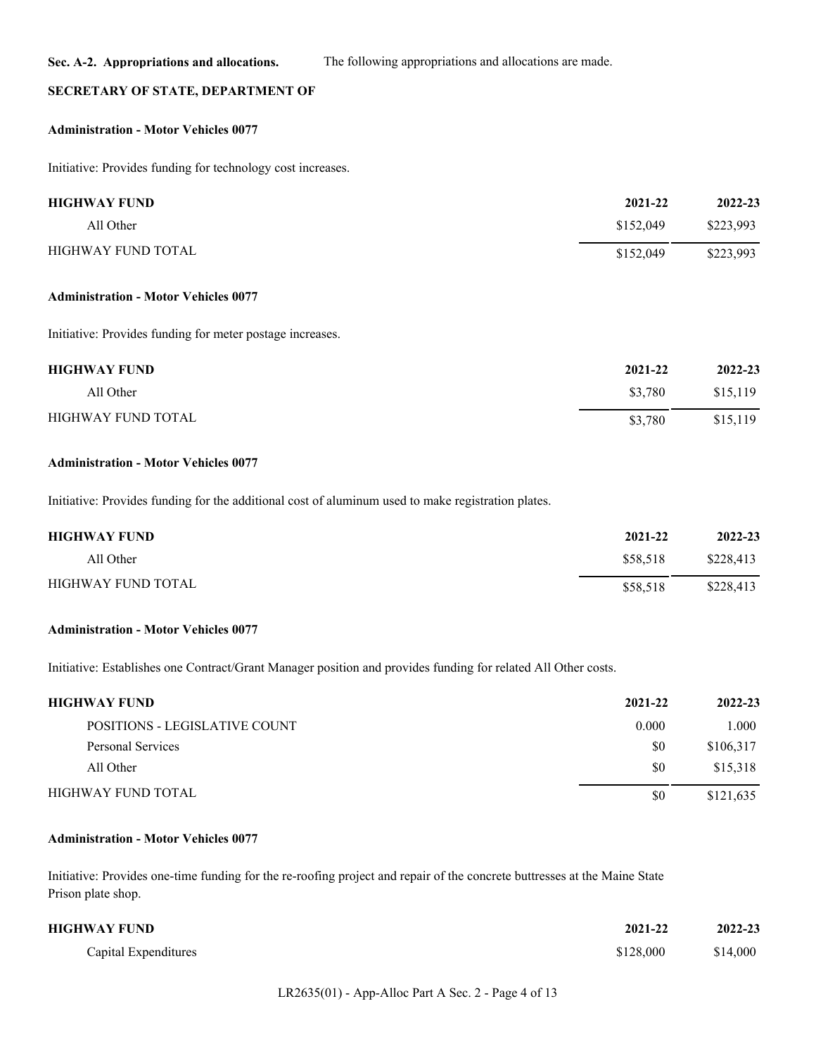**Sec. A-2. Appropriations and allocations.** The following appropriations and allocations are made.

**SECRETARY OF STATE, DEPARTMENT OF**

**Administration - Motor Vehicles 0077**

Initiative: Provides funding for technology cost increases.

| **HIGHWAY FUND** | **2021-22** | **2022-23** |
|---|---|---|
| All Other | $152,049 | $223,993 |
| HIGHWAY FUND TOTAL | $152,049 | $223,993 |

**Administration - Motor Vehicles 0077**

Initiative: Provides funding for meter postage increases.

| **HIGHWAY FUND** | **2021-22** | **2022-23** |
|---|---|---|
| All Other | $3,780 | $15,119 |
| HIGHWAY FUND TOTAL | $3,780 | $15,119 |

**Administration - Motor Vehicles 0077**

Initiative: Provides funding for the additional cost of aluminum used to make registration plates.

| **HIGHWAY FUND** | **2021-22** | **2022-23** |
|---|---|---|
| All Other | $58,518 | $228,413 |
| HIGHWAY FUND TOTAL | $58,518 | $228,413 |

**Administration - Motor Vehicles 0077**

Initiative: Establishes one Contract/Grant Manager position and provides funding for related All Other costs.

| **HIGHWAY FUND** | **2021-22** | **2022-23** |
|---|---|---|
| POSITIONS - LEGISLATIVE COUNT | 0.000 | 1.000 |
| Personal Services | $0 | $106,317 |
| All Other | $0 | $15,318 |
| HIGHWAY FUND TOTAL | $0 | $121,635 |

**Administration - Motor Vehicles 0077**

Initiative: Provides one-time funding for the re-roofing project and repair of the concrete buttresses at the Maine State Prison plate shop.

| **HIGHWAY FUND** | **2021-22** | **2022-23** |
|---|---|---|
| Capital Expenditures | $128,000 | $14,000 |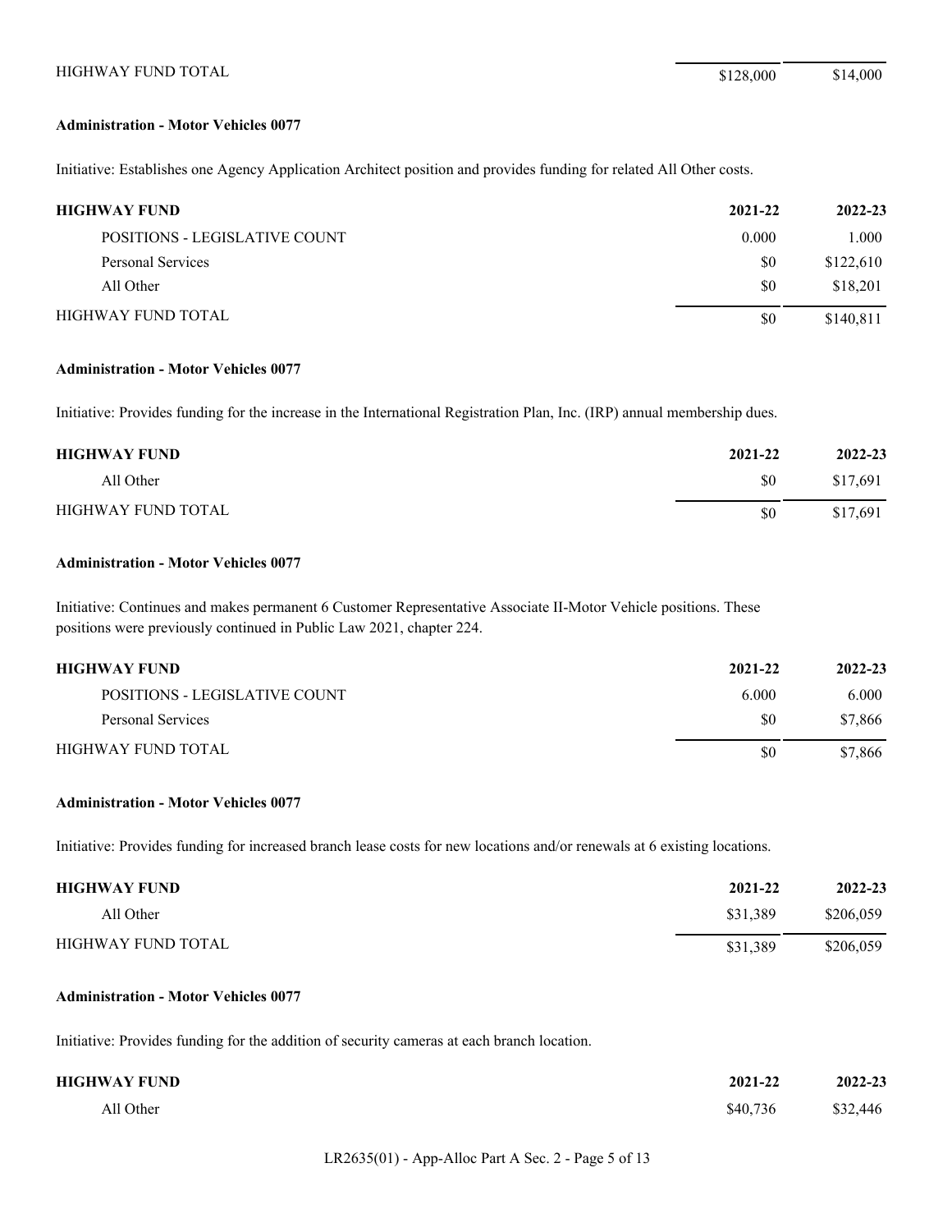| | | |
|---|---|---|
| HIGHWAY FUND TOTAL | $128,000 | $14,000 |

**Administration - Motor Vehicles 0077**

Initiative: Establishes one Agency Application Architect position and provides funding for related All Other costs.

| HIGHWAY FUND | 2021-22 | 2022-23 |
|---|---|---|
| POSITIONS - LEGISLATIVE COUNT | 0.000 | 1.000 |
| Personal Services | $0 | $122,610 |
| All Other | $0 | $18,201 |
| HIGHWAY FUND TOTAL | $0 | $140,811 |

**Administration - Motor Vehicles 0077**

Initiative: Provides funding for the increase in the International Registration Plan, Inc. (IRP) annual membership dues.

| HIGHWAY FUND | 2021-22 | 2022-23 |
|---|---|---|
| All Other | $0 | $17,691 |
| HIGHWAY FUND TOTAL | $0 | $17,691 |

**Administration - Motor Vehicles 0077**

Initiative: Continues and makes permanent 6 Customer Representative Associate II-Motor Vehicle positions. These positions were previously continued in Public Law 2021, chapter 224.

| HIGHWAY FUND | 2021-22 | 2022-23 |
|---|---|---|
| POSITIONS - LEGISLATIVE COUNT | 6.000 | 6.000 |
| Personal Services | $0 | $7,866 |
| HIGHWAY FUND TOTAL | $0 | $7,866 |

**Administration - Motor Vehicles 0077**

Initiative: Provides funding for increased branch lease costs for new locations and/or renewals at 6 existing locations.

| HIGHWAY FUND | 2021-22 | 2022-23 |
|---|---|---|
| All Other | $31,389 | $206,059 |
| HIGHWAY FUND TOTAL | $31,389 | $206,059 |

**Administration - Motor Vehicles 0077**

Initiative: Provides funding for the addition of security cameras at each branch location.

| HIGHWAY FUND | 2021-22 | 2022-23 |
|---|---|---|
| All Other | $40,736 | $32,446 |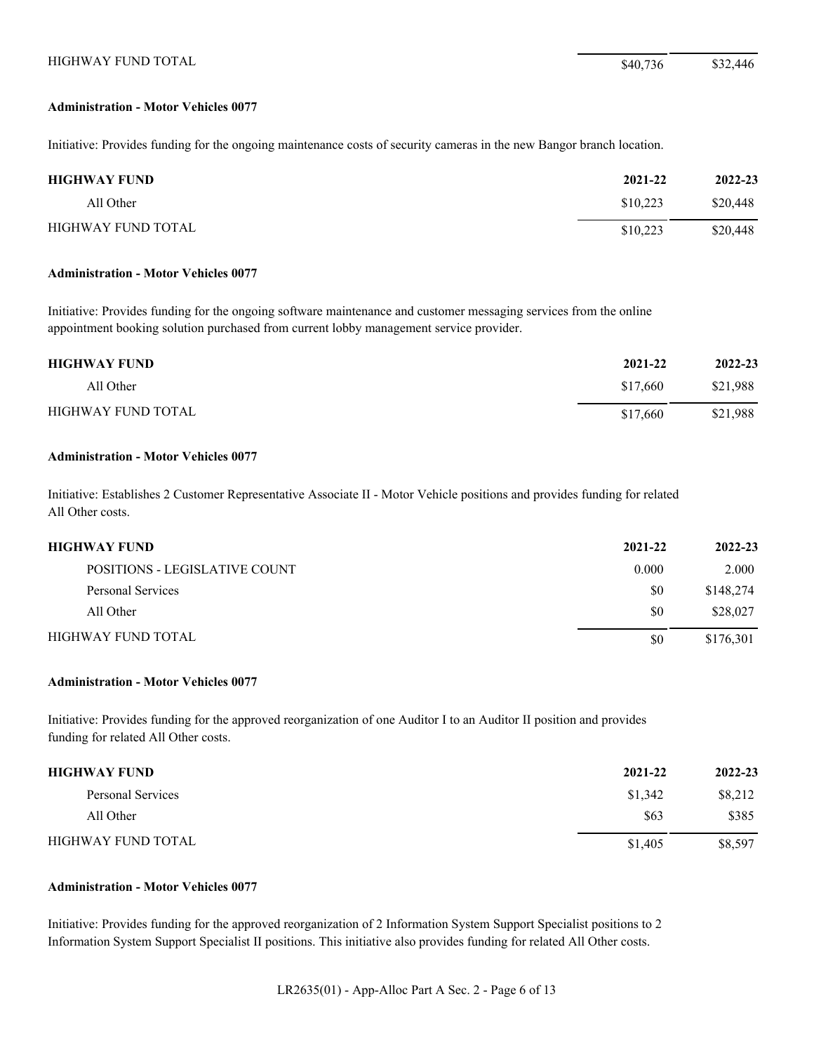| | | |
|---|---|---|
| HIGHWAY FUND TOTAL | $40,736 | $32,446 |

**Administration - Motor Vehicles 0077**

Initiative: Provides funding for the ongoing maintenance costs of security cameras in the new Bangor branch location.

| HIGHWAY FUND | 2021-22 | 2022-23 |
|---|---|---|
| All Other | $10,223 | $20,448 |
| HIGHWAY FUND TOTAL | $10,223 | $20,448 |

**Administration - Motor Vehicles 0077**

Initiative: Provides funding for the ongoing software maintenance and customer messaging services from the online appointment booking solution purchased from current lobby management service provider.

| HIGHWAY FUND | 2021-22 | 2022-23 |
|---|---|---|
| All Other | $17,660 | $21,988 |
| HIGHWAY FUND TOTAL | $17,660 | $21,988 |

**Administration - Motor Vehicles 0077**

Initiative: Establishes 2 Customer Representative Associate II - Motor Vehicle positions and provides funding for related All Other costs.

| HIGHWAY FUND | 2021-22 | 2022-23 |
|---|---|---|
| POSITIONS - LEGISLATIVE COUNT | 0.000 | 2.000 |
| Personal Services | $0 | $148,274 |
| All Other | $0 | $28,027 |
| HIGHWAY FUND TOTAL | $0 | $176,301 |

**Administration - Motor Vehicles 0077**

Initiative: Provides funding for the approved reorganization of one Auditor I to an Auditor II position and provides funding for related All Other costs.

| HIGHWAY FUND | 2021-22 | 2022-23 |
|---|---|---|
| Personal Services | $1,342 | $8,212 |
| All Other | $63 | $385 |
| HIGHWAY FUND TOTAL | $1,405 | $8,597 |

**Administration - Motor Vehicles 0077**

Initiative: Provides funding for the approved reorganization of 2 Information System Support Specialist positions to 2 Information System Support Specialist II positions. This initiative also provides funding for related All Other costs.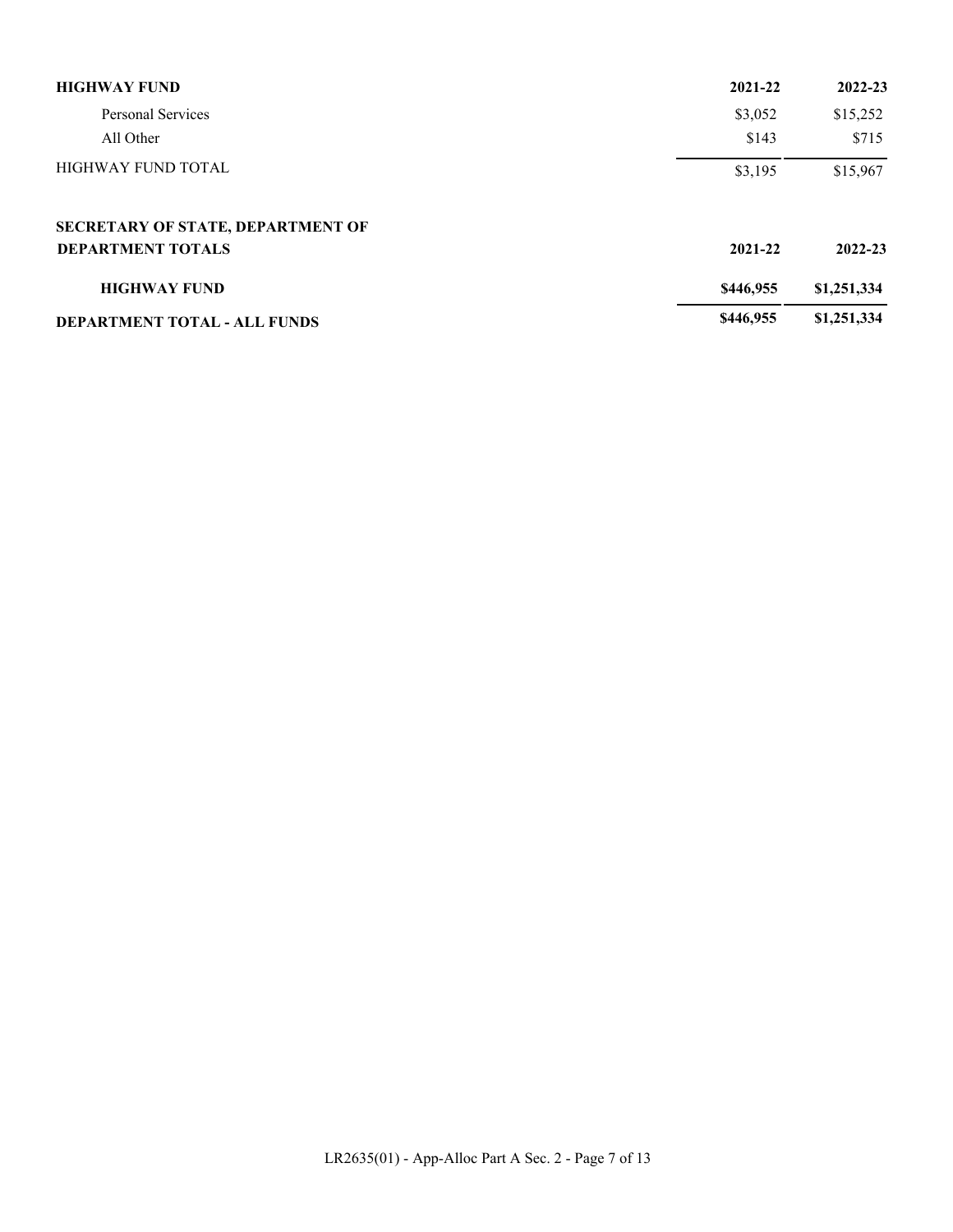| HIGHWAY FUND | 2021-22 | 2022-23 |
|---|---|---|
| Personal Services | $3,052 | $15,252 |
| All Other | $143 | $715 |
| HIGHWAY FUND TOTAL | $3,195 | $15,967 |

**SECRETARY OF STATE, DEPARTMENT OF**

| DEPARTMENT TOTALS | 2021-22 | 2022-23 |
|---|---|---|
| **HIGHWAY FUND** | **$446,955** | **$1,251,334** |
| **DEPARTMENT TOTAL - ALL FUNDS** | **$446,955** | **$1,251,334** |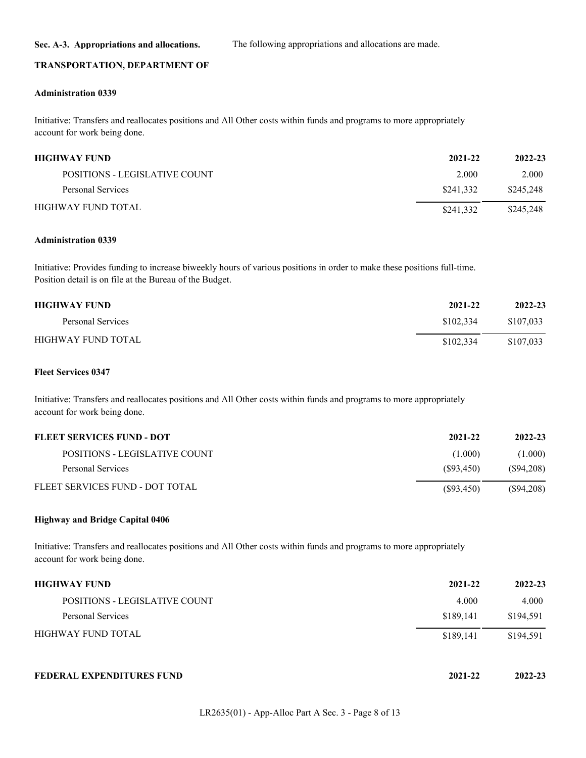**Sec. A-3. Appropriations and allocations.** The following appropriations and allocations are made.

**TRANSPORTATION, DEPARTMENT OF**

**Administration 0339**

Initiative: Transfers and reallocates positions and All Other costs within funds and programs to more appropriately account for work being done.

| **HIGHWAY FUND** | **2021-22** | **2022-23** |
|---|---|---|
| POSITIONS - LEGISLATIVE COUNT | 2.000 | 2.000 |
| Personal Services | $241,332 | $245,248 |
| HIGHWAY FUND TOTAL | $241,332 | $245,248 |

**Administration 0339**

Initiative: Provides funding to increase biweekly hours of various positions in order to make these positions full-time. Position detail is on file at the Bureau of the Budget.

| **HIGHWAY FUND** | **2021-22** | **2022-23** |
|---|---|---|
| Personal Services | $102,334 | $107,033 |
| HIGHWAY FUND TOTAL | $102,334 | $107,033 |

**Fleet Services 0347**

Initiative: Transfers and reallocates positions and All Other costs within funds and programs to more appropriately account for work being done.

| **FLEET SERVICES FUND - DOT** | **2021-22** | **2022-23** |
|---|---|---|
| POSITIONS - LEGISLATIVE COUNT | (1.000) | (1.000) |
| Personal Services | ($93,450) | ($94,208) |
| FLEET SERVICES FUND - DOT TOTAL | ($93,450) | ($94,208) |

**Highway and Bridge Capital 0406**

Initiative: Transfers and reallocates positions and All Other costs within funds and programs to more appropriately account for work being done.

| **HIGHWAY FUND** | **2021-22** | **2022-23** |
|---|---|---|
| POSITIONS - LEGISLATIVE COUNT | 4.000 | 4.000 |
| Personal Services | $189,141 | $194,591 |
| HIGHWAY FUND TOTAL | $189,141 | $194,591 |

| **FEDERAL EXPENDITURES FUND** | **2021-22** | **2022-23** |
|---|---|---|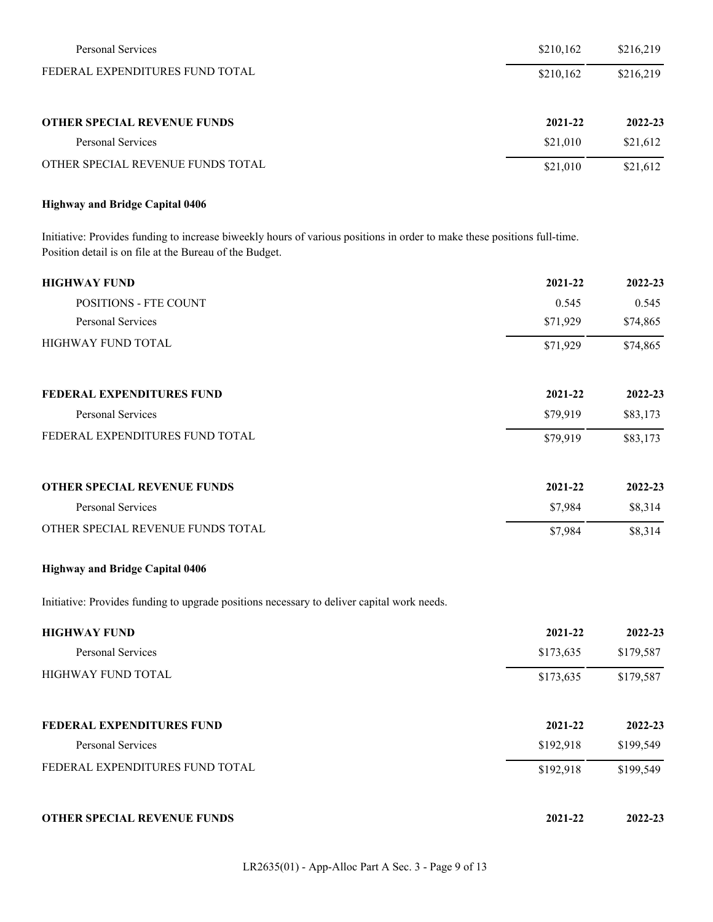| | | |
|---|---|---|
| Personal Services | $210,162 | $216,219 |
| FEDERAL EXPENDITURES FUND TOTAL | $210,162 | $216,219 |

| OTHER SPECIAL REVENUE FUNDS | 2021-22 | 2022-23 |
|---|---|---|
| Personal Services | $21,010 | $21,612 |
| OTHER SPECIAL REVENUE FUNDS TOTAL | $21,010 | $21,612 |

**Highway and Bridge Capital 0406**

Initiative: Provides funding to increase biweekly hours of various positions in order to make these positions full-time. Position detail is on file at the Bureau of the Budget.

| HIGHWAY FUND | 2021-22 | 2022-23 |
|---|---|---|
| POSITIONS - FTE COUNT | 0.545 | 0.545 |
| Personal Services | $71,929 | $74,865 |
| HIGHWAY FUND TOTAL | $71,929 | $74,865 |

| FEDERAL EXPENDITURES FUND | 2021-22 | 2022-23 |
|---|---|---|
| Personal Services | $79,919 | $83,173 |
| FEDERAL EXPENDITURES FUND TOTAL | $79,919 | $83,173 |

| OTHER SPECIAL REVENUE FUNDS | 2021-22 | 2022-23 |
|---|---|---|
| Personal Services | $7,984 | $8,314 |
| OTHER SPECIAL REVENUE FUNDS TOTAL | $7,984 | $8,314 |

**Highway and Bridge Capital 0406**

Initiative: Provides funding to upgrade positions necessary to deliver capital work needs.

| HIGHWAY FUND | 2021-22 | 2022-23 |
|---|---|---|
| Personal Services | $173,635 | $179,587 |
| HIGHWAY FUND TOTAL | $173,635 | $179,587 |

| FEDERAL EXPENDITURES FUND | 2021-22 | 2022-23 |
|---|---|---|
| Personal Services | $192,918 | $199,549 |
| FEDERAL EXPENDITURES FUND TOTAL | $192,918 | $199,549 |

| OTHER SPECIAL REVENUE FUNDS | 2021-22 | 2022-23 |
|---|---|---|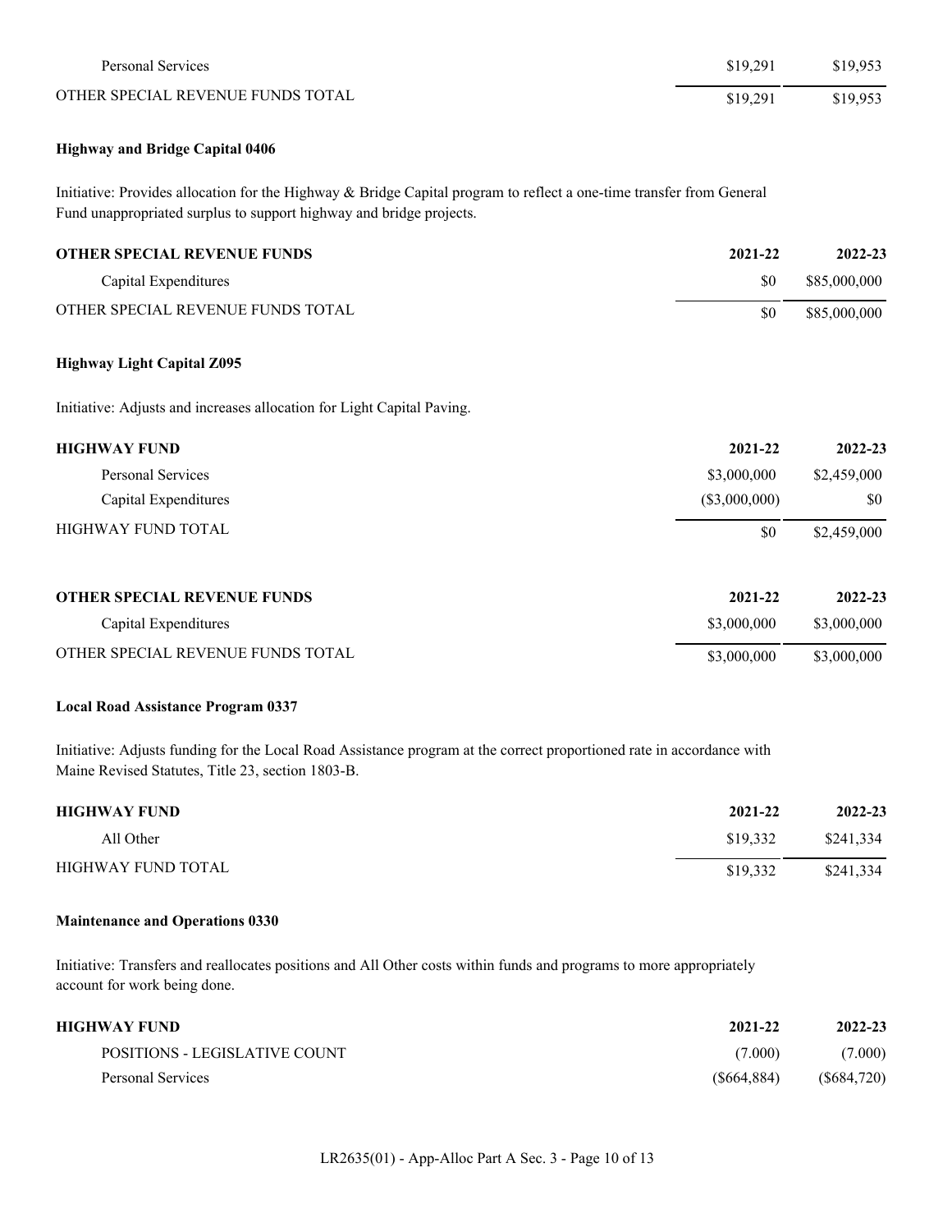| | | |
|---|---|---|
| Personal Services | $19,291 | $19,953 |
| OTHER SPECIAL REVENUE FUNDS TOTAL | $19,291 | $19,953 |

**Highway and Bridge Capital 0406**

Initiative: Provides allocation for the Highway & Bridge Capital program to reflect a one-time transfer from General Fund unappropriated surplus to support highway and bridge projects.

| OTHER SPECIAL REVENUE FUNDS | 2021-22 | 2022-23 |
|---|---|---|
| Capital Expenditures | $0 | $85,000,000 |
| OTHER SPECIAL REVENUE FUNDS TOTAL | $0 | $85,000,000 |

**Highway Light Capital Z095**

Initiative: Adjusts and increases allocation for Light Capital Paving.

| HIGHWAY FUND | 2021-22 | 2022-23 |
|---|---|---|
| Personal Services | $3,000,000 | $2,459,000 |
| Capital Expenditures | ($3,000,000) | $0 |
| HIGHWAY FUND TOTAL | $0 | $2,459,000 |

| OTHER SPECIAL REVENUE FUNDS | 2021-22 | 2022-23 |
|---|---|---|
| Capital Expenditures | $3,000,000 | $3,000,000 |
| OTHER SPECIAL REVENUE FUNDS TOTAL | $3,000,000 | $3,000,000 |

**Local Road Assistance Program 0337**

Initiative: Adjusts funding for the Local Road Assistance program at the correct proportioned rate in accordance with Maine Revised Statutes, Title 23, section 1803-B.

| HIGHWAY FUND | 2021-22 | 2022-23 |
|---|---|---|
| All Other | $19,332 | $241,334 |
| HIGHWAY FUND TOTAL | $19,332 | $241,334 |

**Maintenance and Operations 0330**

Initiative: Transfers and reallocates positions and All Other costs within funds and programs to more appropriately account for work being done.

| HIGHWAY FUND | 2021-22 | 2022-23 |
|---|---|---|
| POSITIONS - LEGISLATIVE COUNT | (7.000) | (7.000) |
| Personal Services | ($664,884) | ($684,720) |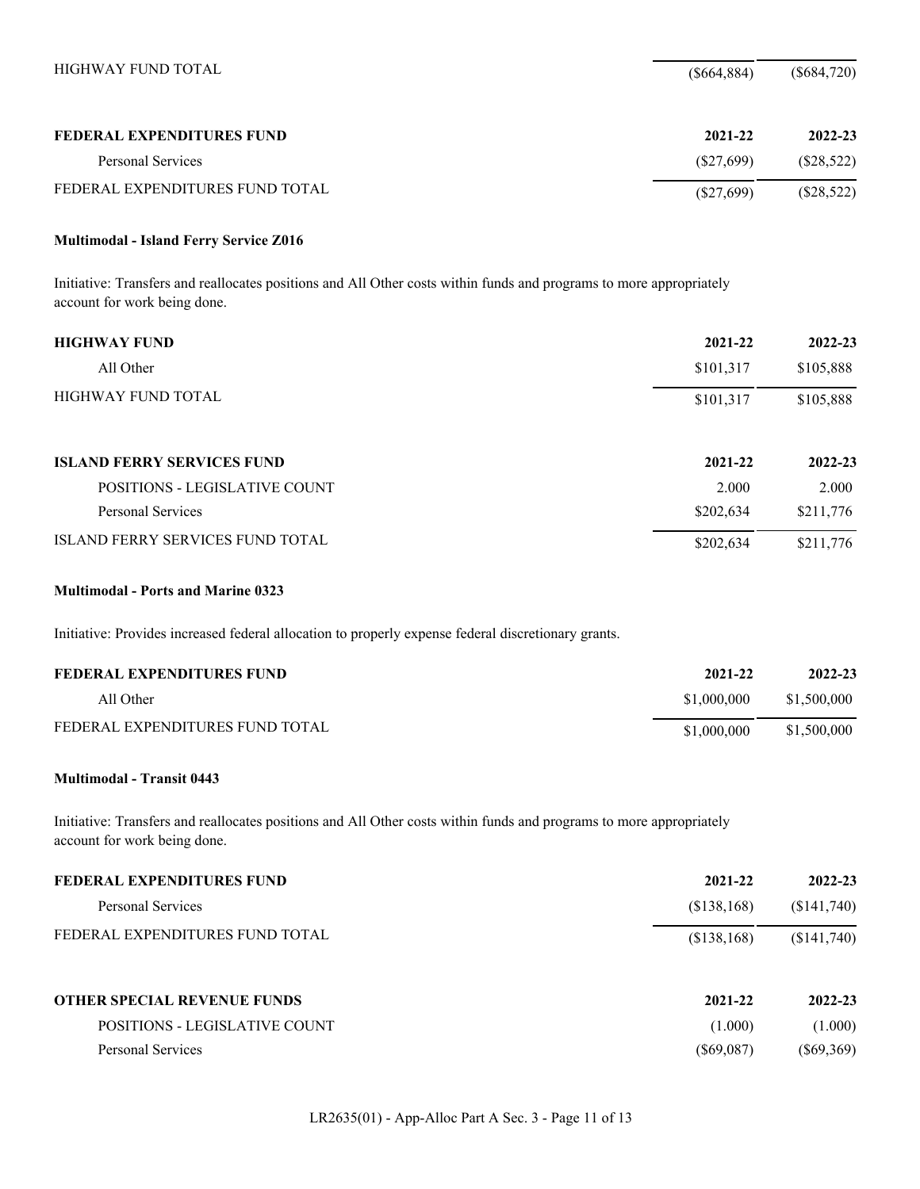| | | |
|---|---|---|
| HIGHWAY FUND TOTAL | ($664,884) | ($684,720) |

| FEDERAL EXPENDITURES FUND | 2021-22 | 2022-23 |
|---|---|---|
| Personal Services | ($27,699) | ($28,522) |
| FEDERAL EXPENDITURES FUND TOTAL | ($27,699) | ($28,522) |

**Multimodal - Island Ferry Service Z016**

Initiative: Transfers and reallocates positions and All Other costs within funds and programs to more appropriately account for work being done.

| HIGHWAY FUND | 2021-22 | 2022-23 |
|---|---|---|
| All Other | $101,317 | $105,888 |
| HIGHWAY FUND TOTAL | $101,317 | $105,888 |

| ISLAND FERRY SERVICES FUND | 2021-22 | 2022-23 |
|---|---|---|
| POSITIONS - LEGISLATIVE COUNT | 2.000 | 2.000 |
| Personal Services | $202,634 | $211,776 |
| ISLAND FERRY SERVICES FUND TOTAL | $202,634 | $211,776 |

**Multimodal - Ports and Marine 0323**

Initiative: Provides increased federal allocation to properly expense federal discretionary grants.

| FEDERAL EXPENDITURES FUND | 2021-22 | 2022-23 |
|---|---|---|
| All Other | $1,000,000 | $1,500,000 |
| FEDERAL EXPENDITURES FUND TOTAL | $1,000,000 | $1,500,000 |

**Multimodal - Transit 0443**

Initiative: Transfers and reallocates positions and All Other costs within funds and programs to more appropriately account for work being done.

| FEDERAL EXPENDITURES FUND | 2021-22 | 2022-23 |
|---|---|---|
| Personal Services | ($138,168) | ($141,740) |
| FEDERAL EXPENDITURES FUND TOTAL | ($138,168) | ($141,740) |

| OTHER SPECIAL REVENUE FUNDS | 2021-22 | 2022-23 |
|---|---|---|
| POSITIONS - LEGISLATIVE COUNT | (1.000) | (1.000) |
| Personal Services | ($69,087) | ($69,369) |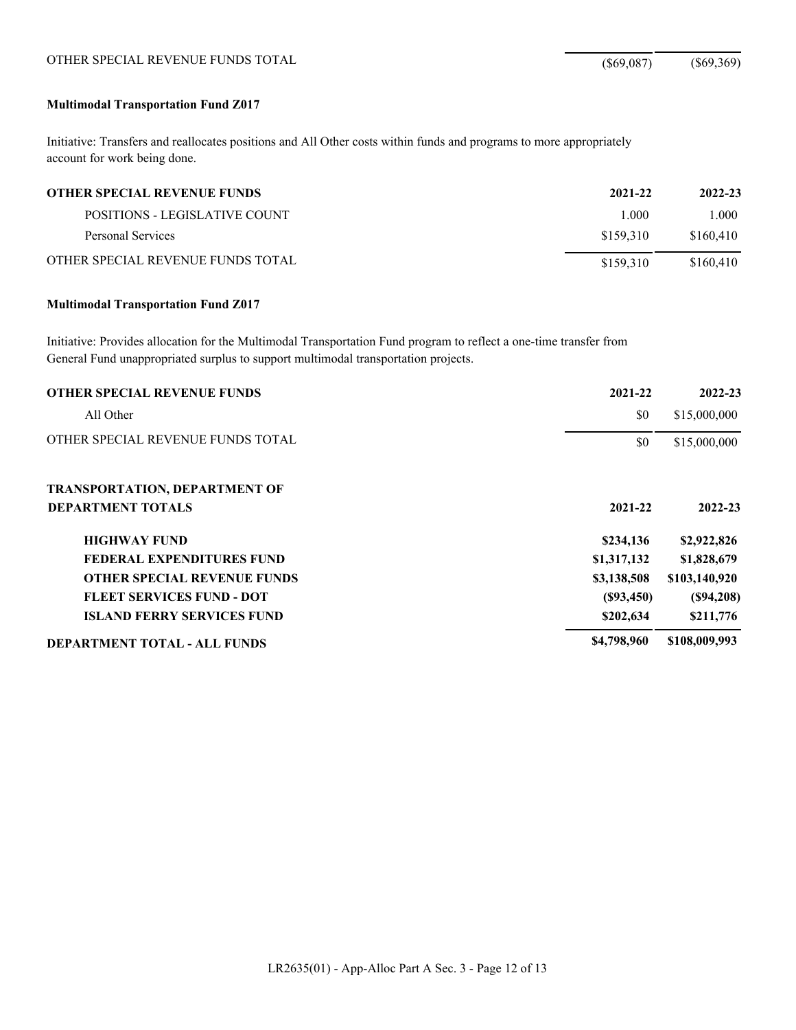| | | |
|---|---|---|
| OTHER SPECIAL REVENUE FUNDS TOTAL | ($69,087) | ($69,369) |

**Multimodal Transportation Fund Z017**

Initiative: Transfers and reallocates positions and All Other costs within funds and programs to more appropriately account for work being done.

| **OTHER SPECIAL REVENUE FUNDS** | **2021-22** | **2022-23** |
|---|---|---|
| POSITIONS - LEGISLATIVE COUNT | 1.000 | 1.000 |
| Personal Services | $159,310 | $160,410 |
| OTHER SPECIAL REVENUE FUNDS TOTAL | $159,310 | $160,410 |

**Multimodal Transportation Fund Z017**

Initiative: Provides allocation for the Multimodal Transportation Fund program to reflect a one-time transfer from General Fund unappropriated surplus to support multimodal transportation projects.

| **OTHER SPECIAL REVENUE FUNDS** | **2021-22** | **2022-23** |
|---|---|---|
| All Other | $0 | $15,000,000 |
| OTHER SPECIAL REVENUE FUNDS TOTAL | $0 | $15,000,000 |

**TRANSPORTATION, DEPARTMENT OF**

| **DEPARTMENT TOTALS** | **2021-22** | **2022-23** |
|---|---|---|
| **HIGHWAY FUND** | **$234,136** | **$2,922,826** |
| **FEDERAL EXPENDITURES FUND** | **$1,317,132** | **$1,828,679** |
| **OTHER SPECIAL REVENUE FUNDS** | **$3,138,508** | **$103,140,920** |
| **FLEET SERVICES FUND - DOT** | **($93,450)** | **($94,208)** |
| **ISLAND FERRY SERVICES FUND** | **$202,634** | **$211,776** |
| **DEPARTMENT TOTAL - ALL FUNDS** | **$4,798,960** | **$108,009,993** |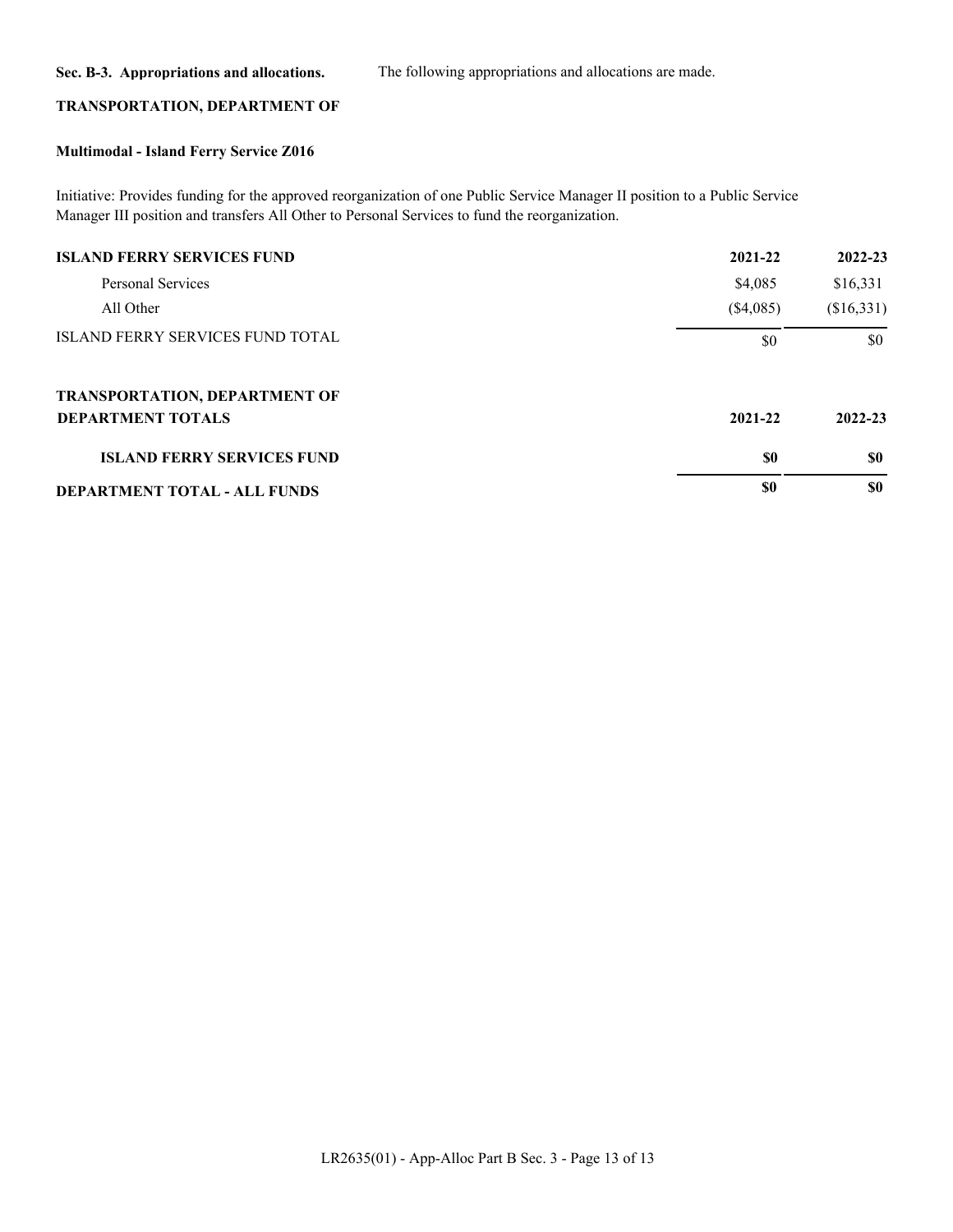**Sec. B-3. Appropriations and allocations.** The following appropriations and allocations are made.

**TRANSPORTATION, DEPARTMENT OF**

**Multimodal - Island Ferry Service Z016**

Initiative: Provides funding for the approved reorganization of one Public Service Manager II position to a Public Service Manager III position and transfers All Other to Personal Services to fund the reorganization.

| **ISLAND FERRY SERVICES FUND** | **2021-22** | **2022-23** |
|---|---|---|
| Personal Services | $4,085 | $16,331 |
| All Other | ($4,085) | ($16,331) |
| ISLAND FERRY SERVICES FUND TOTAL | $0 | $0 |

| **TRANSPORTATION, DEPARTMENT OF DEPARTMENT TOTALS** | **2021-22** | **2022-23** |
|---|---|---|
| **ISLAND FERRY SERVICES FUND** | **$0** | **$0** |
| **DEPARTMENT TOTAL - ALL FUNDS** | **$0** | **$0** |